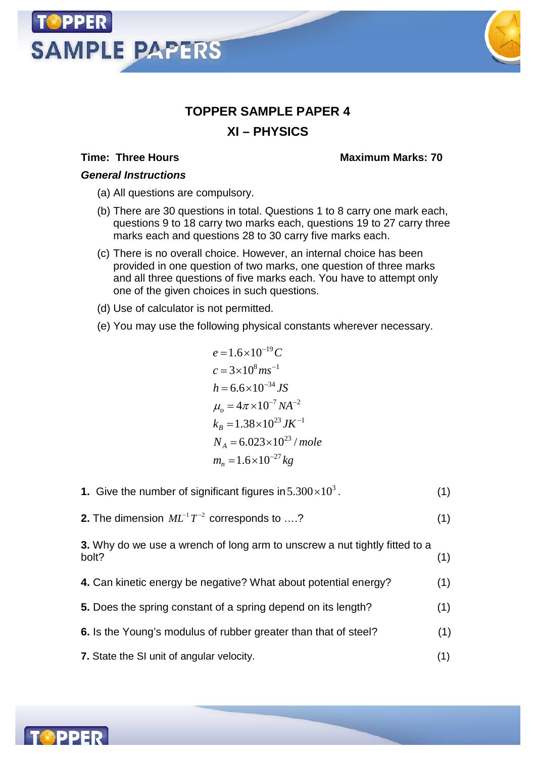# TOPPER SAMPLE PAPER 4

## XI – PHYSICS

**Time: Three Hours** **Maximum Marks: 70**

***General Instructions***

(a) All questions are compulsory.

(b) There are 30 questions in total. Questions 1 to 8 carry one mark each, questions 9 to 18 carry two marks each, questions 19 to 27 carry three marks each and questions 28 to 30 carry five marks each.

(c) There is no overall choice. However, an internal choice has been provided in one question of two marks, one question of three marks and all three questions of five marks each. You have to attempt only one of the given choices in such questions.

(d) Use of calculator is not permitted.

(e) You may use the following physical constants wherever necessary.

$$e = 1.6 \times 10^{-19} C$$
$$c = 3 \times 10^{8} ms^{-1}$$
$$h = 6.6 \times 10^{-34} JS$$
$$\mu_o = 4\pi \times 10^{-7} NA^{-2}$$
$$k_B = 1.38 \times 10^{23} JK^{-1}$$
$$N_A = 6.023 \times 10^{23} / mole$$
$$m_n = 1.6 \times 10^{-27} kg$$

**1.** Give the number of significant figures in $5.300 \times 10^3$. (1)

**2.** The dimension $ML^{-1}T^{-2}$ corresponds to ....? (1)

**3.** Why do we use a wrench of long arm to unscrew a nut tightly fitted to a bolt? (1)

**4.** Can kinetic energy be negative? What about potential energy? (1)

**5.** Does the spring constant of a spring depend on its length? (1)

**6.** Is the Young's modulus of rubber greater than that of steel? (1)

**7.** State the SI unit of angular velocity. (1)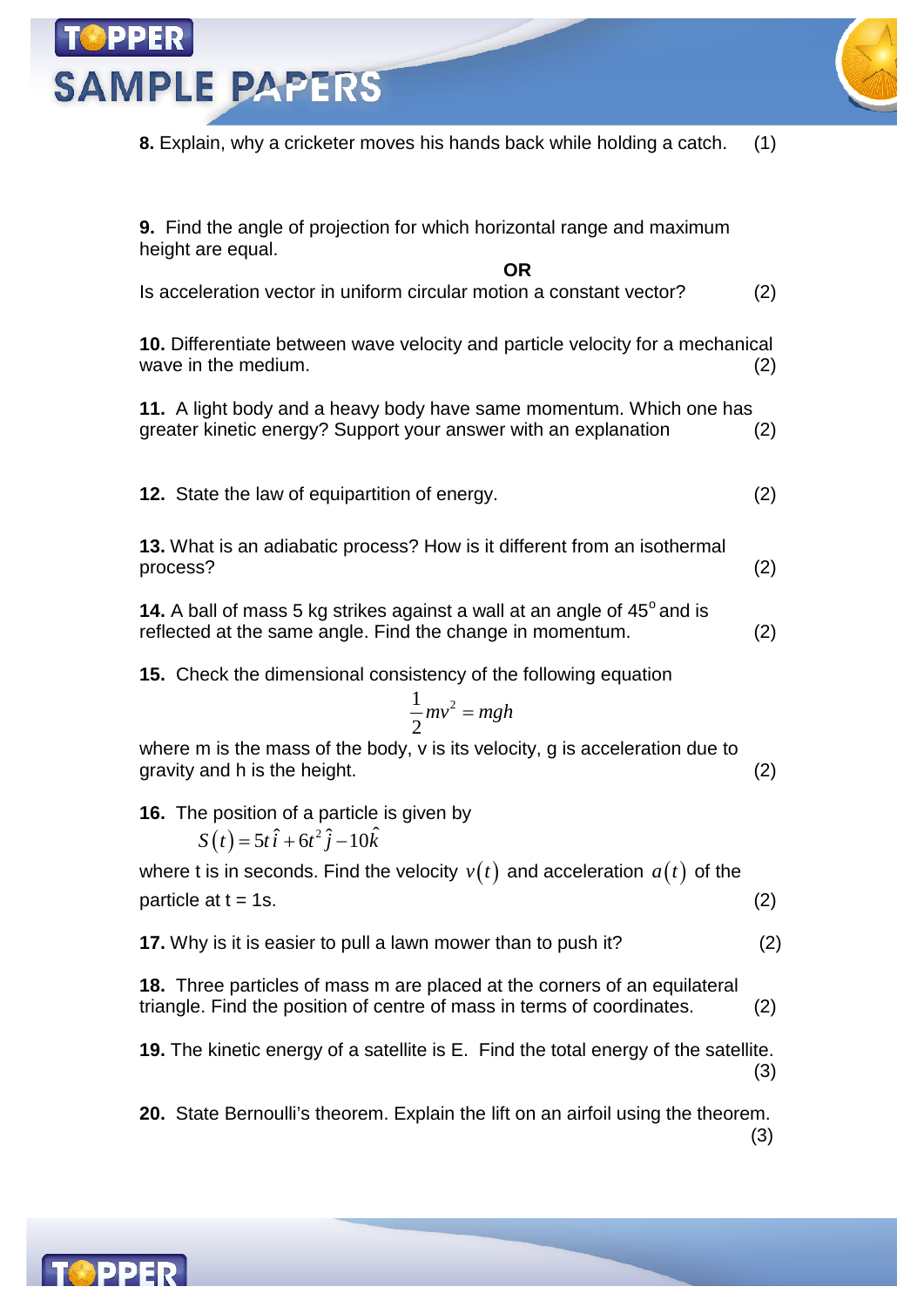**8.** Explain, why a cricketer moves his hands back while holding a catch. (1)

**9.** Find the angle of projection for which horizontal range and maximum height are equal.

**OR**

Is acceleration vector in uniform circular motion a constant vector? (2)

**10.** Differentiate between wave velocity and particle velocity for a mechanical wave in the medium. (2)

**11.** A light body and a heavy body have same momentum. Which one has greater kinetic energy? Support your answer with an explanation (2)

**12.** State the law of equipartition of energy. (2)

**13.** What is an adiabatic process? How is it different from an isothermal process? (2)

**14.** A ball of mass 5 kg strikes against a wall at an angle of $45^o$ and is reflected at the same angle. Find the change in momentum. (2)

**15.** Check the dimensional consistency of the following equation

$$\frac{1}{2}mv^2 = mgh$$

where m is the mass of the body, v is its velocity, g is acceleration due to gravity and h is the height. (2)

**16.** The position of a particle is given by

$$S(t) = 5t\hat{i} + 6t^2\hat{j} - 10\hat{k}$$

where t is in seconds. Find the velocity $v(t)$ and acceleration $a(t)$ of the particle at t = 1s. (2)

**17.** Why is it is easier to pull a lawn mower than to push it? (2)

**18.** Three particles of mass m are placed at the corners of an equilateral triangle. Find the position of centre of mass in terms of coordinates. (2)

**19.** The kinetic energy of a satellite is E. Find the total energy of the satellite. (3)

**20.** State Bernoulli's theorem. Explain the lift on an airfoil using the theorem. (3)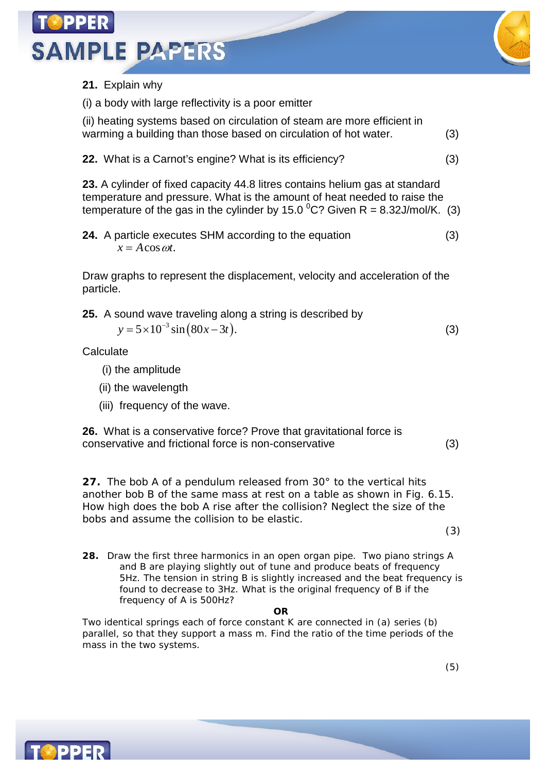**21.** Explain why

(i) a body with large reflectivity is a poor emitter

(ii) heating systems based on circulation of steam are more efficient in warming a building than those based on circulation of hot water. (3)

**22.** What is a Carnot's engine? What is its efficiency? (3)

**23.** A cylinder of fixed capacity 44.8 litres contains helium gas at standard temperature and pressure. What is the amount of heat needed to raise the temperature of the gas in the cylinder by 15.0 $^0$C? Given R = 8.32J/mol/K. (3)

**24.** A particle executes SHM according to the equation (3)

$$x = A\cos\omega t.$$

Draw graphs to represent the displacement, velocity and acceleration of the particle.

**25.** A sound wave traveling along a string is described by

$$y = 5\times10^{-3}\sin(80x - 3t).$$ (3)

Calculate

(i) the amplitude

(ii) the wavelength

(iii) frequency of the wave.

**26.** What is a conservative force? Prove that gravitational force is conservative and frictional force is non-conservative (3)

**27.** The bob A of a pendulum released from 30° to the vertical hits another bob B of the same mass at rest on a table as shown in Fig. 6.15. How high does the bob A rise after the collision? Neglect the size of the bobs and assume the collision to be elastic.

(3)

**28.** Draw the first three harmonics in an open organ pipe. Two piano strings A and B are playing slightly out of tune and produce beats of frequency 5Hz. The tension in string B is slightly increased and the beat frequency is found to decrease to 3Hz. What is the original frequency of B if the frequency of A is 500Hz?

**OR**

Two identical springs each of force constant K are connected in (a) series (b) parallel, so that they support a mass m. Find the ratio of the time periods of the mass in the two systems.

(5)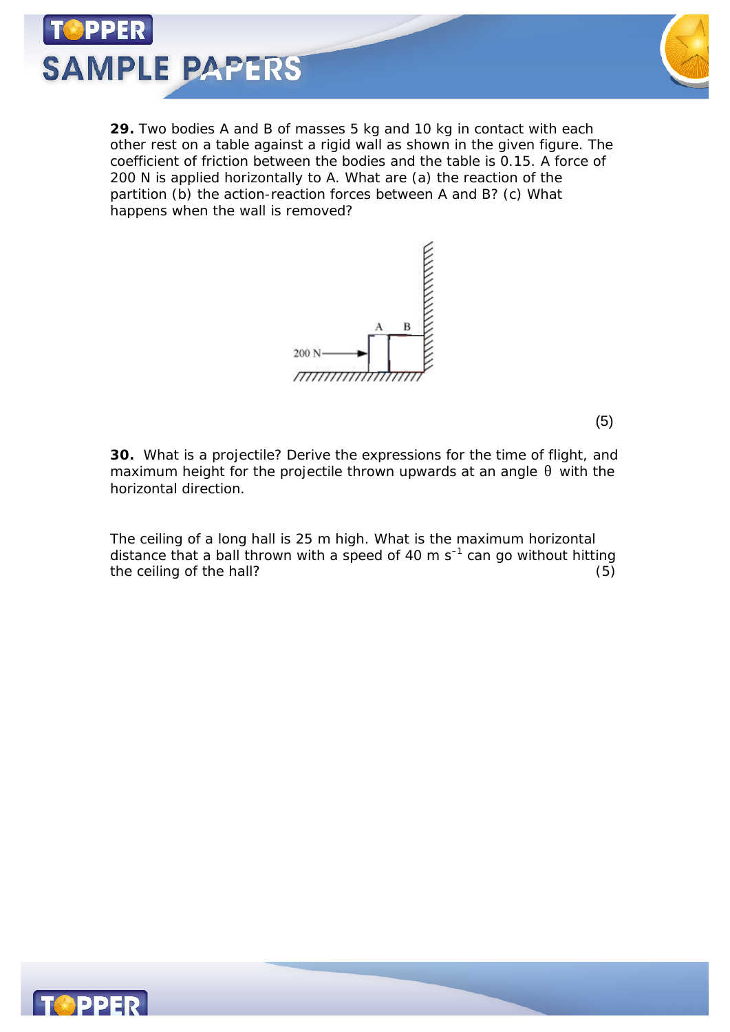**29.** Two bodies A and B of masses 5 kg and 10 kg in contact with each other rest on a table against a rigid wall as shown in the given figure. The coefficient of friction between the bodies and the table is 0.15. A force of 200 N is applied horizontally to A. What are (a) the reaction of the partition (b) the action-reaction forces between A and B? (c) What happens when the wall is removed?

A B

200 N

(5)

**30.** What is a projectile? Derive the expressions for the time of flight, and maximum height for the projectile thrown upwards at an angle $\theta$ with the horizontal direction.

The ceiling of a long hall is 25 m high. What is the maximum horizontal distance that a ball thrown with a speed of 40 m $s^{-1}$ can go without hitting the ceiling of the hall? (5)